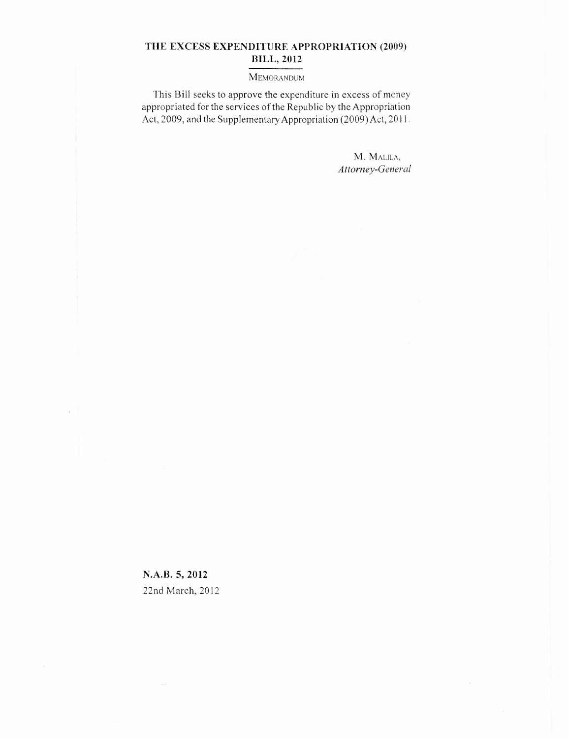# THE EXCESS EXPENDITURE APPROPRIATION (2009) BILL, 2012

MEMORANDUM

This Bill seeks to approve the expenditure in excess of money appropriated for the services of the Republic by the Appropriation Act, 2009, and the Supplementary Appropriation (2009) Act, 2011.

M. MALILA,
*Attorney-General*

**N.A.B. 5, 2012**
22nd March, 2012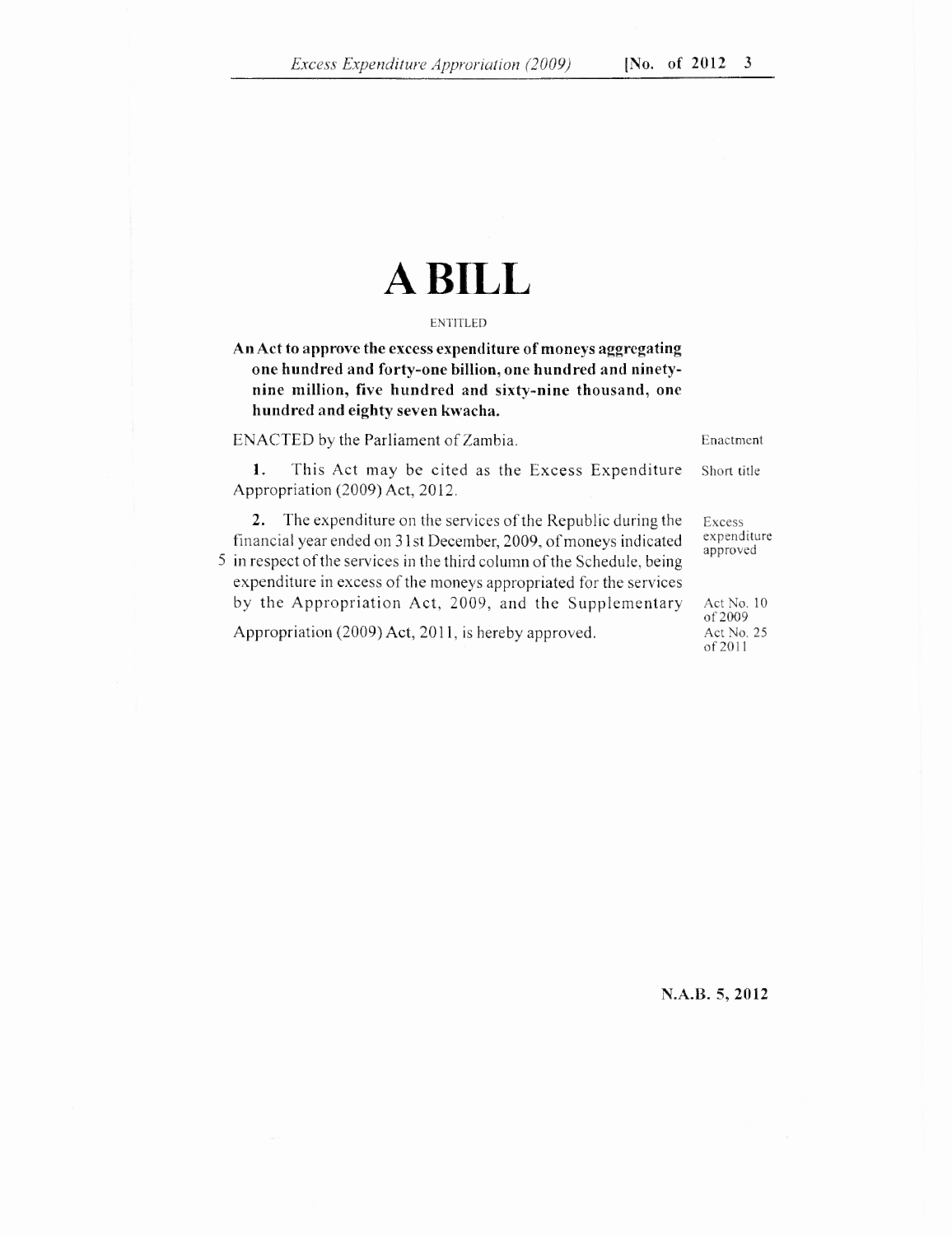# A BILL

ENTITLED

**An Act to approve the excess expenditure of moneys aggregating one hundred and forty-one billion, one hundred and ninety-nine million, five hundred and sixty-nine thousand, one hundred and eighty seven kwacha.**

ENACTED by the Parliament of Zambia. — *Enactment*

**1.** This Act may be cited as the Excess Expenditure Appropriation (2009) Act, 2012. — *Short title*

**2.** The expenditure on the services of the Republic during the financial year ended on 31st December, 2009, of moneys indicated in respect of the services in the third column of the Schedule, being expenditure in excess of the moneys appropriated for the services by the Appropriation Act, 2009, and the Supplementary Appropriation (2009) Act, 2011, is hereby approved. — *Excess expenditure approved* — *Act No. 10 of 2009* — *Act No. 25 of 2011*

N.A.B. 5, 2012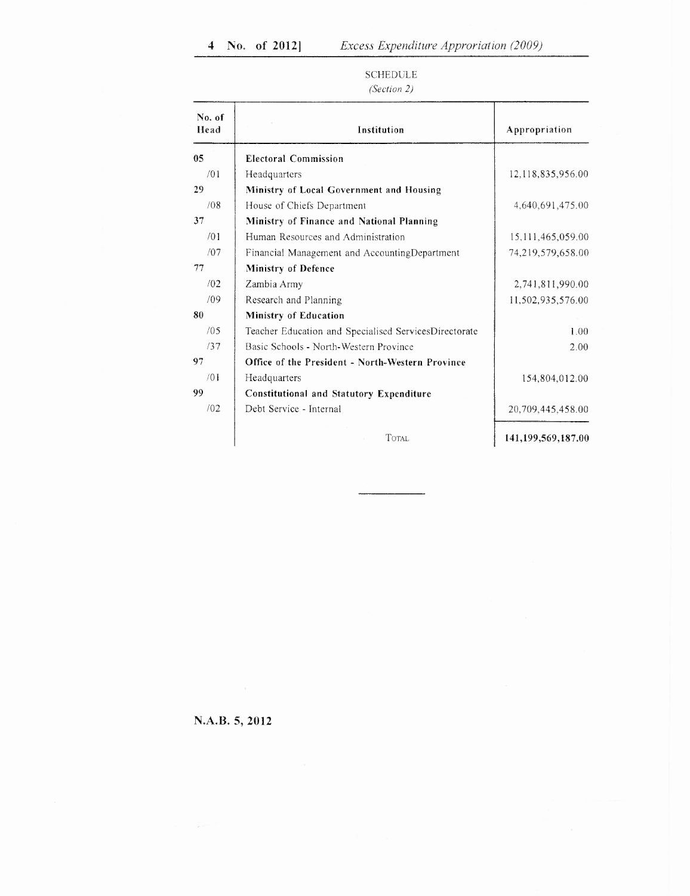SCHEDULE

*(Section 2)*

| No. of Head | Institution | Appropriation |
|---|---|---|
| **05** | **Electoral Commission** | |
| /01 | Headquarters | 12,118,835,956.00 |
| **29** | **Ministry of Local Government and Housing** | |
| /08 | House of Chiefs Department | 4,640,691,475.00 |
| **37** | **Ministry of Finance and National Planning** | |
| /01 | Human Resources and Administration | 15,111,465,059.00 |
| /07 | Financial Management and AccountingDepartment | 74,219,579,658.00 |
| **77** | **Ministry of Defence** | |
| /02 | Zambia Army | 2,741,811,990.00 |
| /09 | Research and Planning | 11,502,935,576.00 |
| **80** | **Ministry of Education** | |
| /05 | Teacher Education and Specialised ServicesDirectorate | 1.00 |
| /37 | Basic Schools - North-Western Province | 2.00 |
| **97** | **Office of the President - North-Western Province** | |
| /01 | Headquarters | 154,804,012.00 |
| **99** | **Constitutional and Statutory Expenditure** | |
| /02 | Debt Service - Internal | 20,709,445,458.00 |
| | TOTAL | **141,199,569,187.00** |

N.A.B. 5, 2012